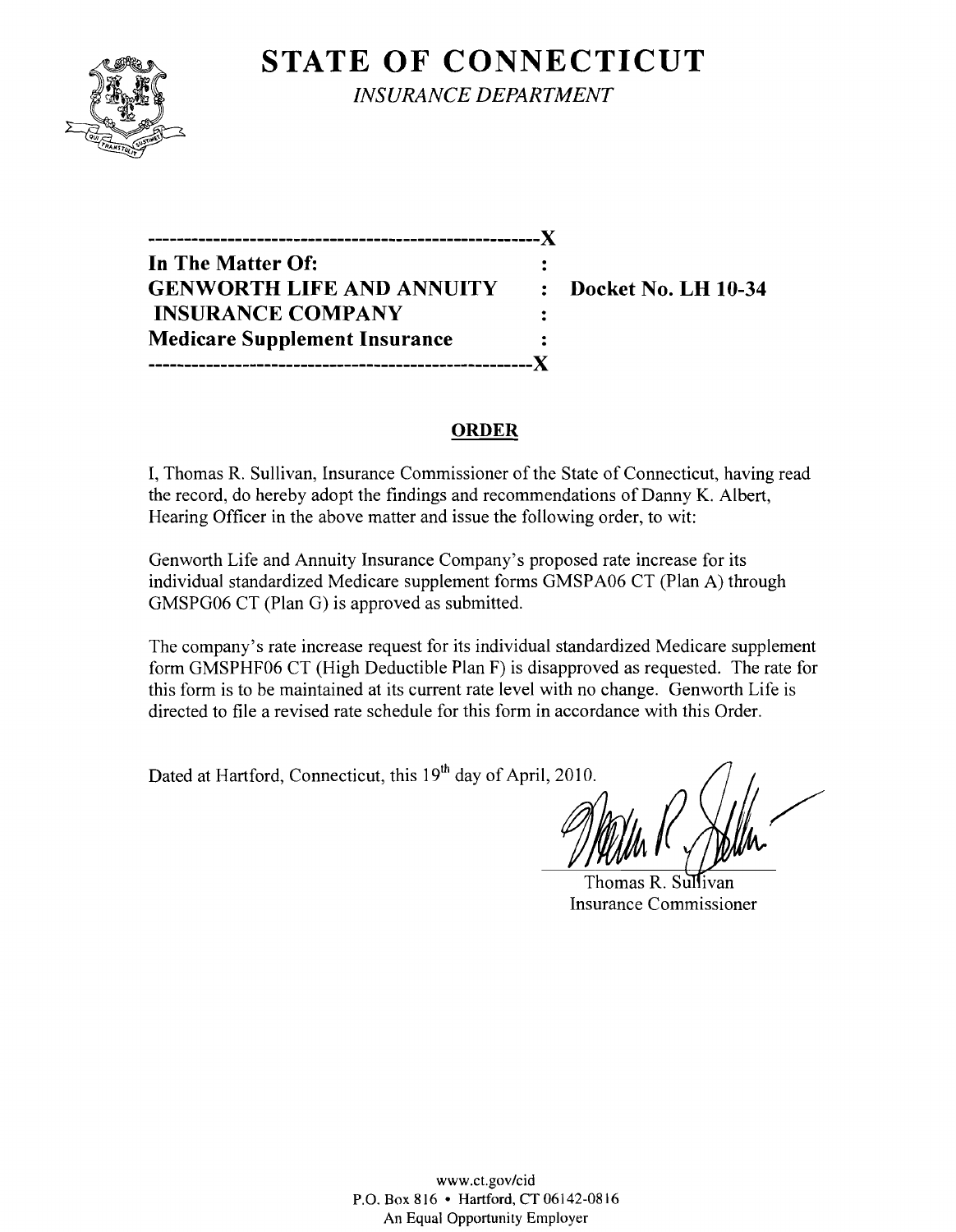# STATE OF CONNECTICUT

*INSURANCE DEPARTMENT*

---

**In The Matter Of:**
**GENWORTH LIFE AND ANNUITY INSURANCE COMPANY** : **Docket No. LH 10-34**
**Medicare Supplement Insurance**

---

## ORDER

I, Thomas R. Sullivan, Insurance Commissioner of the State of Connecticut, having read the record, do hereby adopt the findings and recommendations of Danny K. Albert, Hearing Officer in the above matter and issue the following order, to wit:

Genworth Life and Annuity Insurance Company's proposed rate increase for its individual standardized Medicare supplement forms GMSPA06 CT (Plan A) through GMSPG06 CT (Plan G) is approved as submitted.

The company's rate increase request for its individual standardized Medicare supplement form GMSPHF06 CT (High Deductible Plan F) is disapproved as requested. The rate for this form is to be maintained at its current rate level with no change. Genworth Life is directed to file a revised rate schedule for this form in accordance with this Order.

Dated at Hartford, Connecticut, this 19th day of April, 2010.

Thomas R. Sullivan
Insurance Commissioner

www.ct.gov/cid
P.O. Box 816 • Hartford, CT 06142-0816
An Equal Opportunity Employer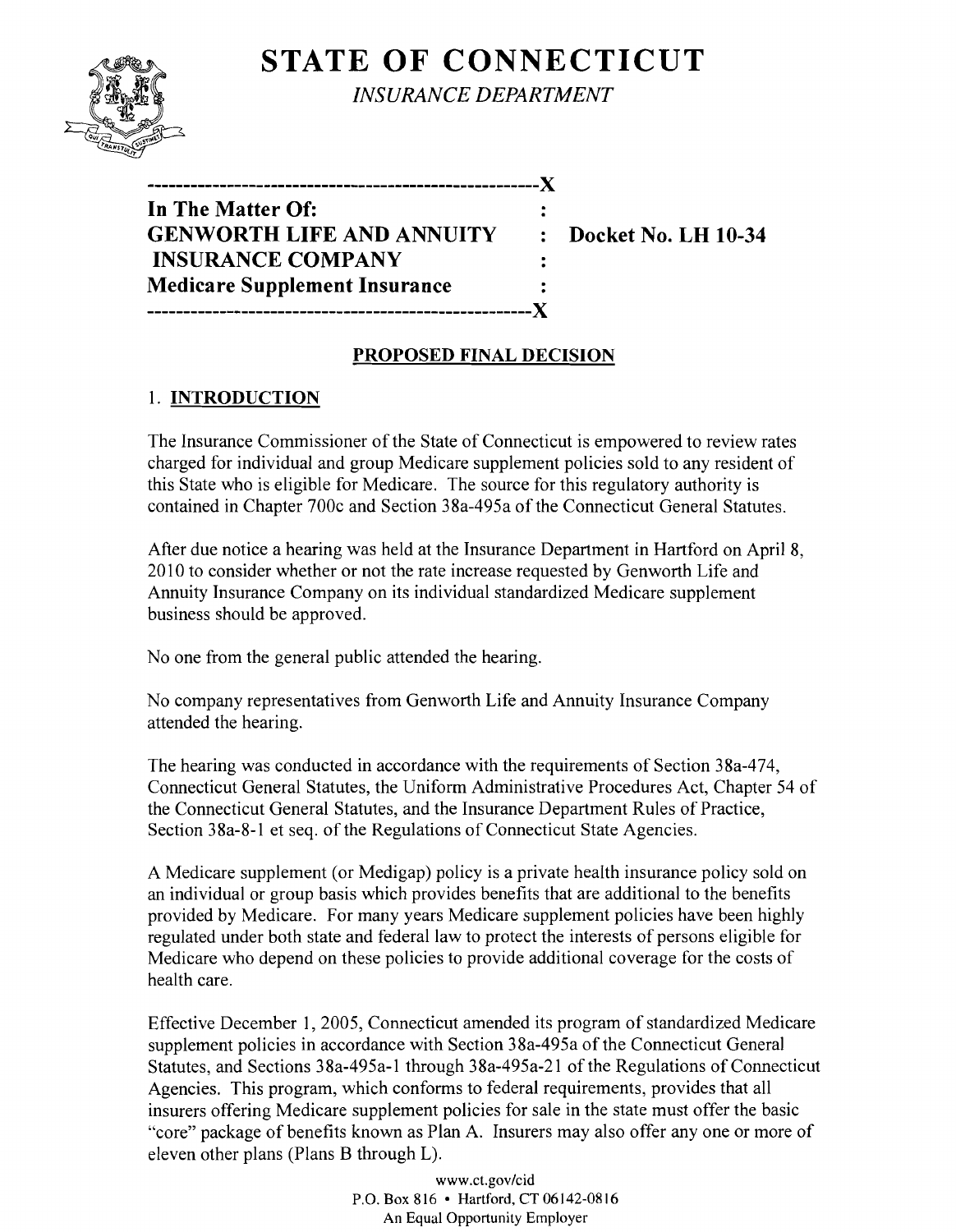# STATE OF CONNECTICUT

*INSURANCE DEPARTMENT*

| | | |
|---|---|---|
| **In The Matter Of:** | : | |
| **GENWORTH LIFE AND ANNUITY** | : | **Docket No. LH 10-34** |
| **INSURANCE COMPANY** | : | |
| **Medicare Supplement Insurance** | : | |

## PROPOSED FINAL DECISION

### 1. INTRODUCTION

The Insurance Commissioner of the State of Connecticut is empowered to review rates charged for individual and group Medicare supplement policies sold to any resident of this State who is eligible for Medicare. The source for this regulatory authority is contained in Chapter 700c and Section 38a-495a of the Connecticut General Statutes.

After due notice a hearing was held at the Insurance Department in Hartford on April 8, 2010 to consider whether or not the rate increase requested by Genworth Life and Annuity Insurance Company on its individual standardized Medicare supplement business should be approved.

No one from the general public attended the hearing.

No company representatives from Genworth Life and Annuity Insurance Company attended the hearing.

The hearing was conducted in accordance with the requirements of Section 38a-474, Connecticut General Statutes, the Uniform Administrative Procedures Act, Chapter 54 of the Connecticut General Statutes, and the Insurance Department Rules of Practice, Section 38a-8-1 et seq. of the Regulations of Connecticut State Agencies.

A Medicare supplement (or Medigap) policy is a private health insurance policy sold on an individual or group basis which provides benefits that are additional to the benefits provided by Medicare. For many years Medicare supplement policies have been highly regulated under both state and federal law to protect the interests of persons eligible for Medicare who depend on these policies to provide additional coverage for the costs of health care.

Effective December 1, 2005, Connecticut amended its program of standardized Medicare supplement policies in accordance with Section 38a-495a of the Connecticut General Statutes, and Sections 38a-495a-1 through 38a-495a-21 of the Regulations of Connecticut Agencies. This program, which conforms to federal requirements, provides that all insurers offering Medicare supplement policies for sale in the state must offer the basic "core" package of benefits known as Plan A. Insurers may also offer any one or more of eleven other plans (Plans B through L).

www.ct.gov/cid
P.O. Box 816 • Hartford, CT 06142-0816
An Equal Opportunity Employer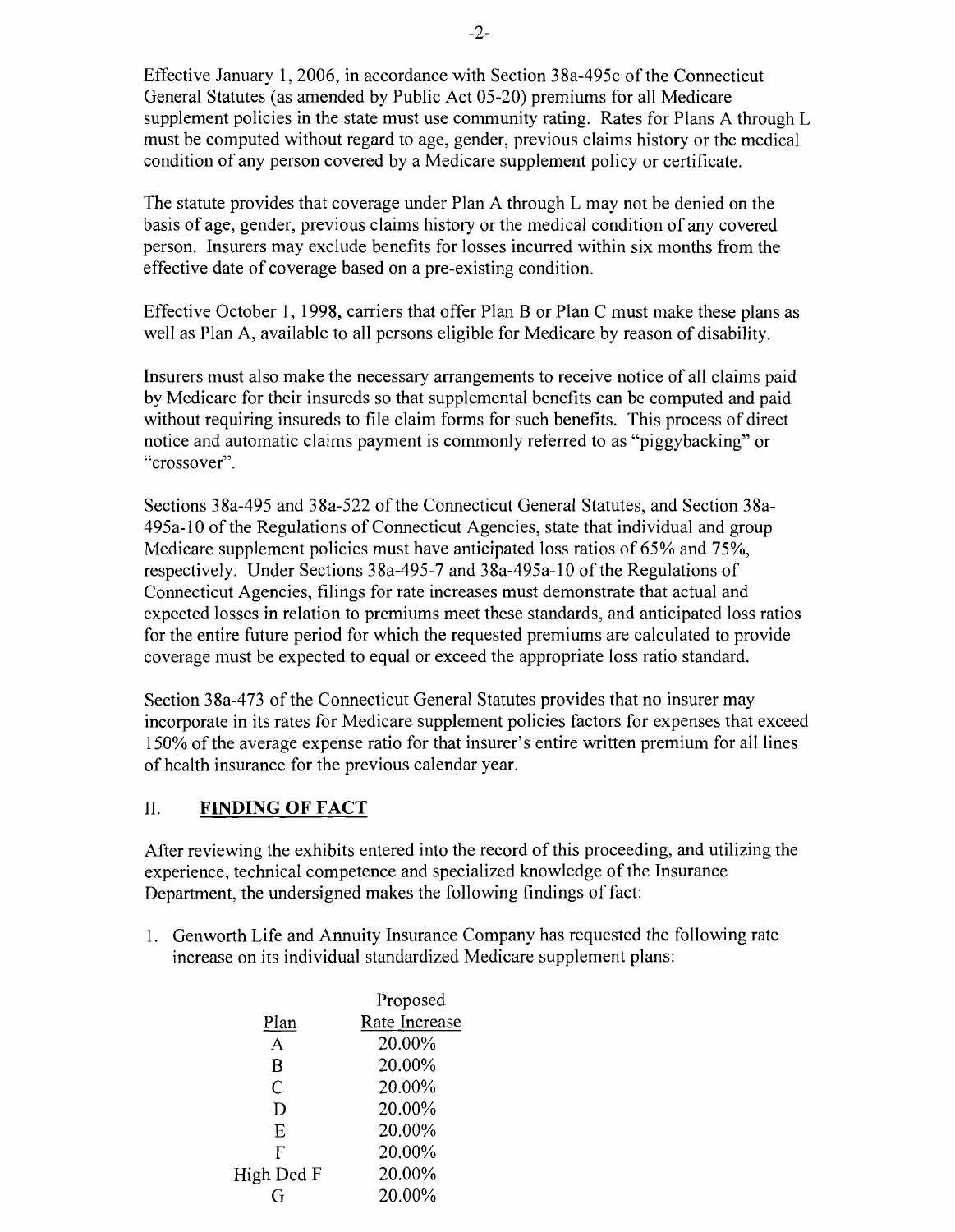Effective January 1, 2006, in accordance with Section 38a-495c of the Connecticut General Statutes (as amended by Public Act 05-20) premiums for all Medicare supplement policies in the state must use community rating. Rates for Plans A through L must be computed without regard to age, gender, previous claims history or the medical condition of any person covered by a Medicare supplement policy or certificate.

The statute provides that coverage under Plan A through L may not be denied on the basis of age, gender, previous claims history or the medical condition of any covered person. Insurers may exclude benefits for losses incurred within six months from the effective date of coverage based on a pre-existing condition.

Effective October 1, 1998, carriers that offer Plan B or Plan C must make these plans as well as Plan A, available to all persons eligible for Medicare by reason of disability.

Insurers must also make the necessary arrangements to receive notice of all claims paid by Medicare for their insureds so that supplemental benefits can be computed and paid without requiring insureds to file claim forms for such benefits. This process of direct notice and automatic claims payment is commonly referred to as "piggybacking" or "crossover".

Sections 38a-495 and 38a-522 of the Connecticut General Statutes, and Section 38a-495a-10 of the Regulations of Connecticut Agencies, state that individual and group Medicare supplement policies must have anticipated loss ratios of 65% and 75%, respectively. Under Sections 38a-495-7 and 38a-495a-10 of the Regulations of Connecticut Agencies, filings for rate increases must demonstrate that actual and expected losses in relation to premiums meet these standards, and anticipated loss ratios for the entire future period for which the requested premiums are calculated to provide coverage must be expected to equal or exceed the appropriate loss ratio standard.

Section 38a-473 of the Connecticut General Statutes provides that no insurer may incorporate in its rates for Medicare supplement policies factors for expenses that exceed 150% of the average expense ratio for that insurer's entire written premium for all lines of health insurance for the previous calendar year.

## II. FINDING OF FACT

After reviewing the exhibits entered into the record of this proceeding, and utilizing the experience, technical competence and specialized knowledge of the Insurance Department, the undersigned makes the following findings of fact:

1. Genworth Life and Annuity Insurance Company has requested the following rate increase on its individual standardized Medicare supplement plans:

| Plan | Proposed Rate Increase |
|---|---|
| A | 20.00% |
| B | 20.00% |
| C | 20.00% |
| D | 20.00% |
| E | 20.00% |
| F | 20.00% |
| High Ded F | 20.00% |
| G | 20.00% |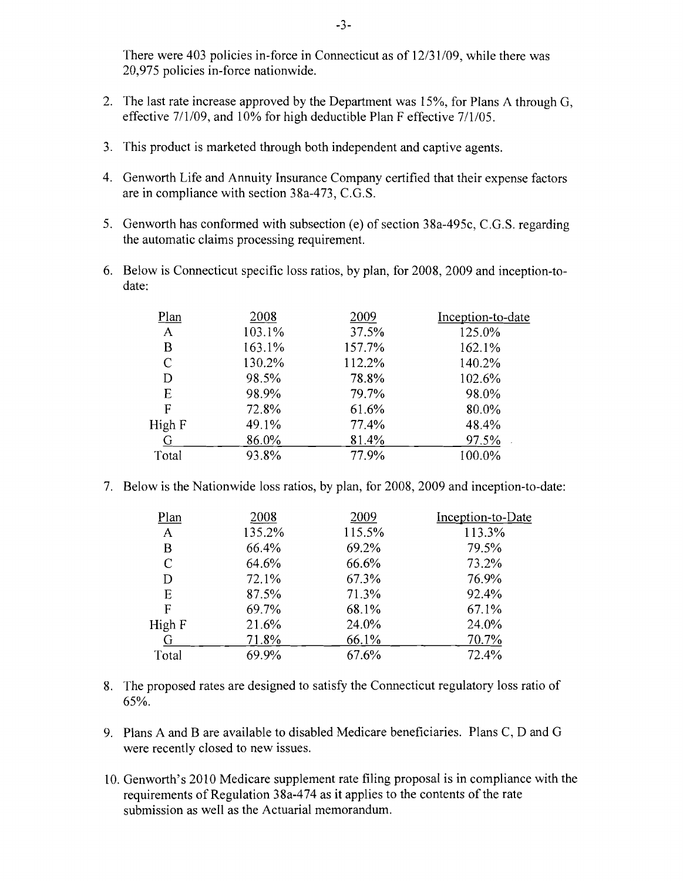There were 403 policies in-force in Connecticut as of 12/31/09, while there was 20,975 policies in-force nationwide.

2. The last rate increase approved by the Department was 15%, for Plans A through G, effective 7/1/09, and 10% for high deductible Plan F effective 7/1/05.

3. This product is marketed through both independent and captive agents.

4. Genworth Life and Annuity Insurance Company certified that their expense factors are in compliance with section 38a-473, C.G.S.

5. Genworth has conformed with subsection (e) of section 38a-495c, C.G.S. regarding the automatic claims processing requirement.

6. Below is Connecticut specific loss ratios, by plan, for 2008, 2009 and inception-to-date:

| Plan | 2008 | 2009 | Inception-to-date |
|---|---|---|---|
| A | 103.1% | 37.5% | 125.0% |
| B | 163.1% | 157.7% | 162.1% |
| C | 130.2% | 112.2% | 140.2% |
| D | 98.5% | 78.8% | 102.6% |
| E | 98.9% | 79.7% | 98.0% |
| F | 72.8% | 61.6% | 80.0% |
| High F | 49.1% | 77.4% | 48.4% |
| G | 86.0% | 81.4% | 97.5% |
| Total | 93.8% | 77.9% | 100.0% |

7. Below is the Nationwide loss ratios, by plan, for 2008, 2009 and inception-to-date:

| Plan | 2008 | 2009 | Inception-to-Date |
|---|---|---|---|
| A | 135.2% | 115.5% | 113.3% |
| B | 66.4% | 69.2% | 79.5% |
| C | 64.6% | 66.6% | 73.2% |
| D | 72.1% | 67.3% | 76.9% |
| E | 87.5% | 71.3% | 92.4% |
| F | 69.7% | 68.1% | 67.1% |
| High F | 21.6% | 24.0% | 24.0% |
| G | 71.8% | 66.1% | 70.7% |
| Total | 69.9% | 67.6% | 72.4% |

8. The proposed rates are designed to satisfy the Connecticut regulatory loss ratio of 65%.

9. Plans A and B are available to disabled Medicare beneficiaries. Plans C, D and G were recently closed to new issues.

10. Genworth's 2010 Medicare supplement rate filing proposal is in compliance with the requirements of Regulation 38a-474 as it applies to the contents of the rate submission as well as the Actuarial memorandum.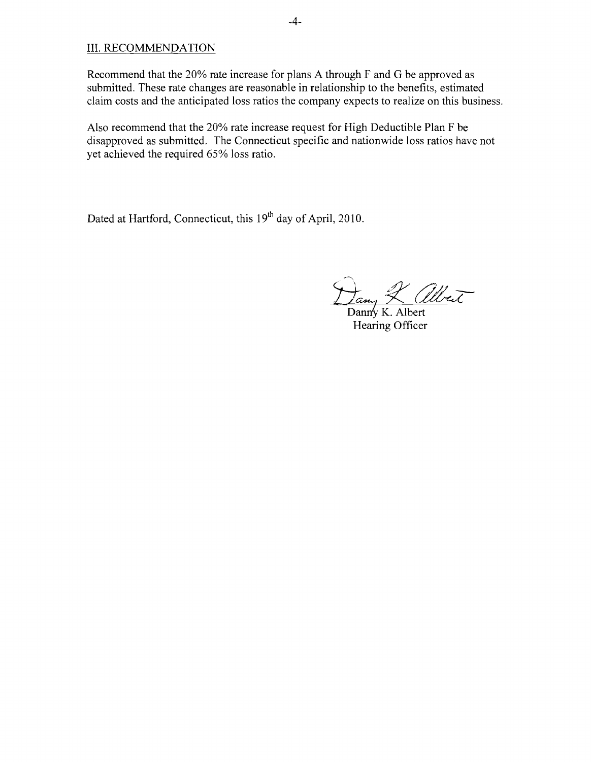## III. RECOMMENDATION

Recommend that the 20% rate increase for plans A through F and G be approved as submitted. These rate changes are reasonable in relationship to the benefits, estimated claim costs and the anticipated loss ratios the company expects to realize on this business.

Also recommend that the 20% rate increase request for High Deductible Plan F be disapproved as submitted. The Connecticut specific and nationwide loss ratios have not yet achieved the required 65% loss ratio.

Dated at Hartford, Connecticut, this 19th day of April, 2010.

Danny K. Albert
Hearing Officer